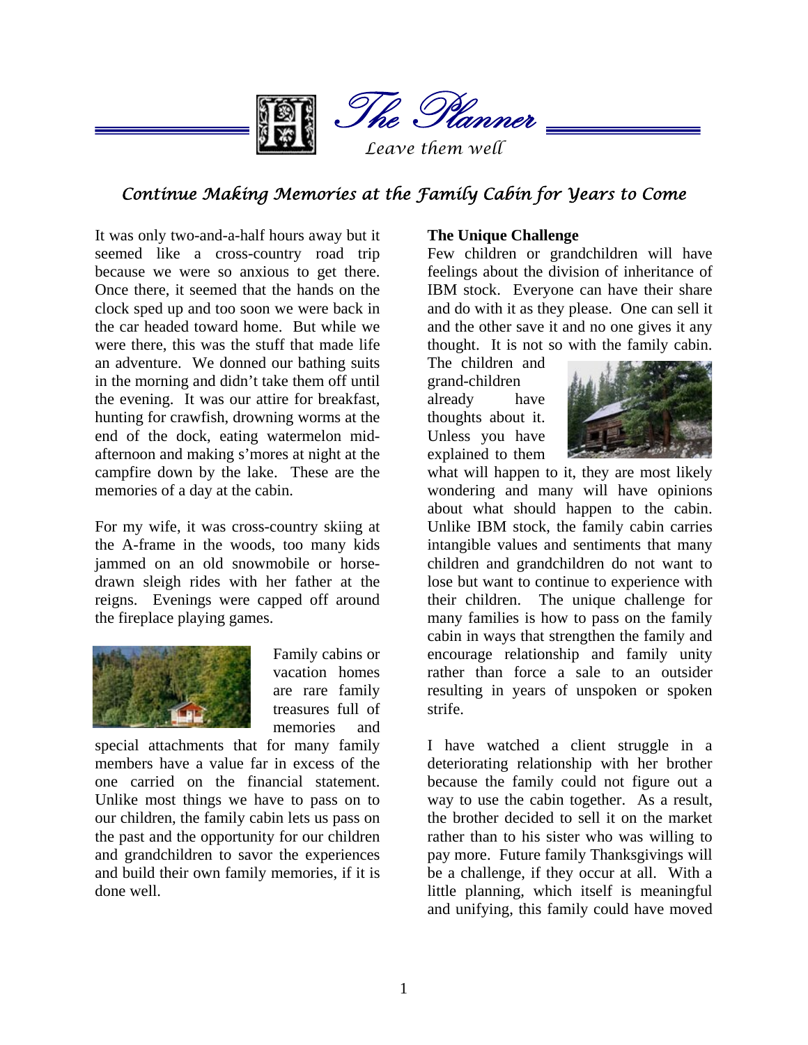# The Planner

*Leave them well*

## Continue Making Memories at the Family Cabin for Years to Come

It was only two-and-a-half hours away but it seemed like a cross-country road trip because we were so anxious to get there. Once there, it seemed that the hands on the clock sped up and too soon we were back in the car headed toward home. But while we were there, this was the stuff that made life an adventure. We donned our bathing suits in the morning and didn't take them off until the evening. It was our attire for breakfast, hunting for crawfish, drowning worms at the end of the dock, eating watermelon mid-afternoon and making s'mores at night at the campfire down by the lake. These are the memories of a day at the cabin.

For my wife, it was cross-country skiing at the A-frame in the woods, too many kids jammed on an old snowmobile or horse-drawn sleigh rides with her father at the reigns. Evenings were capped off around the fireplace playing games.

Family cabins or vacation homes are rare family treasures full of memories and special attachments that for many family members have a value far in excess of the one carried on the financial statement. Unlike most things we have to pass on to our children, the family cabin lets us pass on the past and the opportunity for our children and grandchildren to savor the experiences and build their own family memories, if it is done well.

**The Unique Challenge**

Few children or grandchildren will have feelings about the division of inheritance of IBM stock. Everyone can have their share and do with it as they please. One can sell it and the other save it and no one gives it any thought. It is not so with the family cabin. The children and grand-children already have thoughts about it. Unless you have explained to them what will happen to it, they are most likely wondering and many will have opinions about what should happen to the cabin. Unlike IBM stock, the family cabin carries intangible values and sentiments that many children and grandchildren do not want to lose but want to continue to experience with their children. The unique challenge for many families is how to pass on the family cabin in ways that strengthen the family and encourage relationship and family unity rather than force a sale to an outsider resulting in years of unspoken or spoken strife.

I have watched a client struggle in a deteriorating relationship with her brother because the family could not figure out a way to use the cabin together. As a result, the brother decided to sell it on the market rather than to his sister who was willing to pay more. Future family Thanksgivings will be a challenge, if they occur at all. With a little planning, which itself is meaningful and unifying, this family could have moved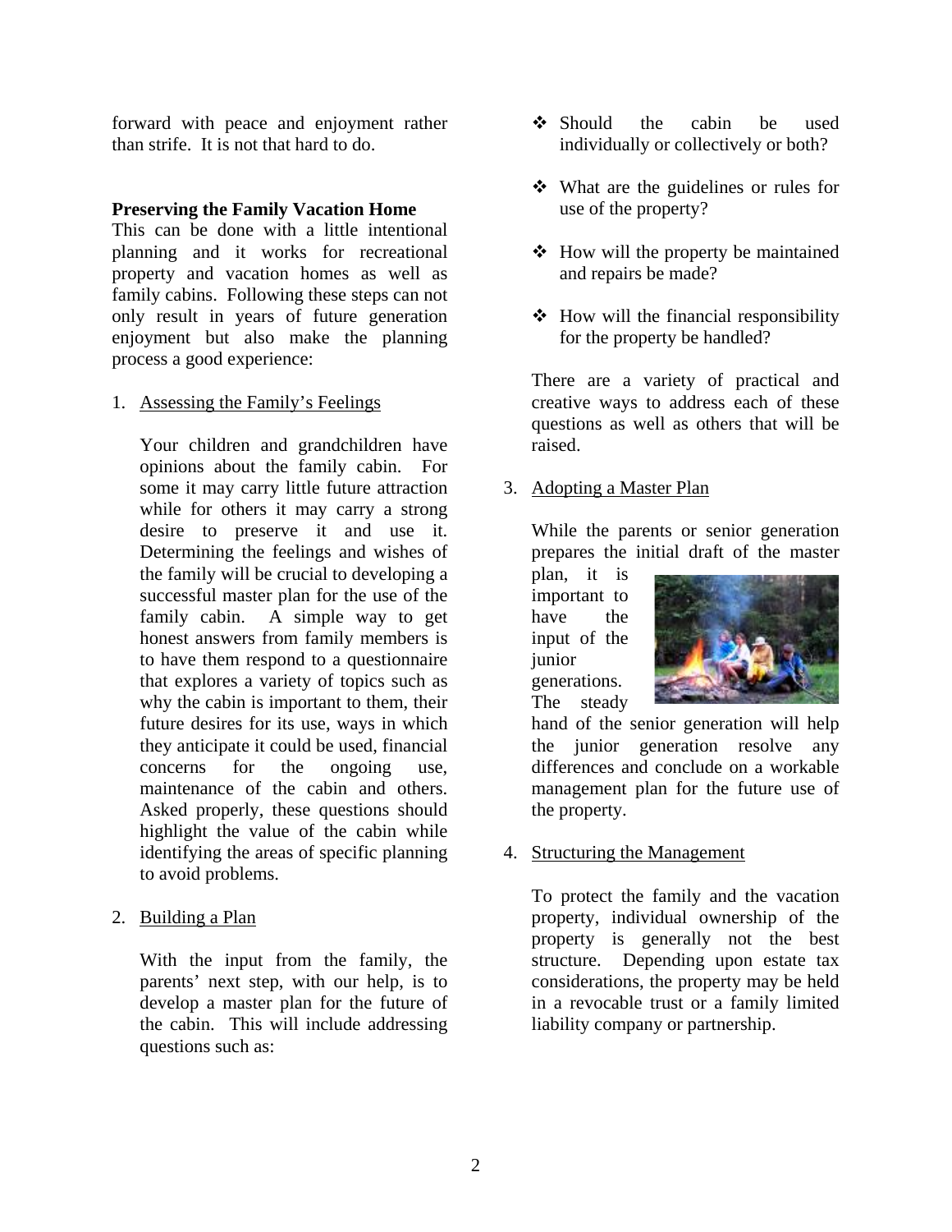forward with peace and enjoyment rather than strife. It is not that hard to do.

**Preserving the Family Vacation Home**

This can be done with a little intentional planning and it works for recreational property and vacation homes as well as family cabins. Following these steps can not only result in years of future generation enjoyment but also make the planning process a good experience:

1. Assessing the Family's Feelings

   Your children and grandchildren have opinions about the family cabin. For some it may carry little future attraction while for others it may carry a strong desire to preserve it and use it. Determining the feelings and wishes of the family will be crucial to developing a successful master plan for the use of the family cabin. A simple way to get honest answers from family members is to have them respond to a questionnaire that explores a variety of topics such as why the cabin is important to them, their future desires for its use, ways in which they anticipate it could be used, financial concerns for the ongoing use, maintenance of the cabin and others. Asked properly, these questions should highlight the value of the cabin while identifying the areas of specific planning to avoid problems.

2. Building a Plan

   With the input from the family, the parents' next step, with our help, is to develop a master plan for the future of the cabin. This will include addressing questions such as:

   - Should the cabin be used individually or collectively or both?
   - What are the guidelines or rules for use of the property?
   - How will the property be maintained and repairs be made?
   - How will the financial responsibility for the property be handled?

   There are a variety of practical and creative ways to address each of these questions as well as others that will be raised.

3. Adopting a Master Plan

   While the parents or senior generation prepares the initial draft of the master plan, it is important to have the input of the junior generations. The steady hand of the senior generation will help the junior generation resolve any differences and conclude on a workable management plan for the future use of the property.

4. Structuring the Management

   To protect the family and the vacation property, individual ownership of the property is generally not the best structure. Depending upon estate tax considerations, the property may be held in a revocable trust or a family limited liability company or partnership.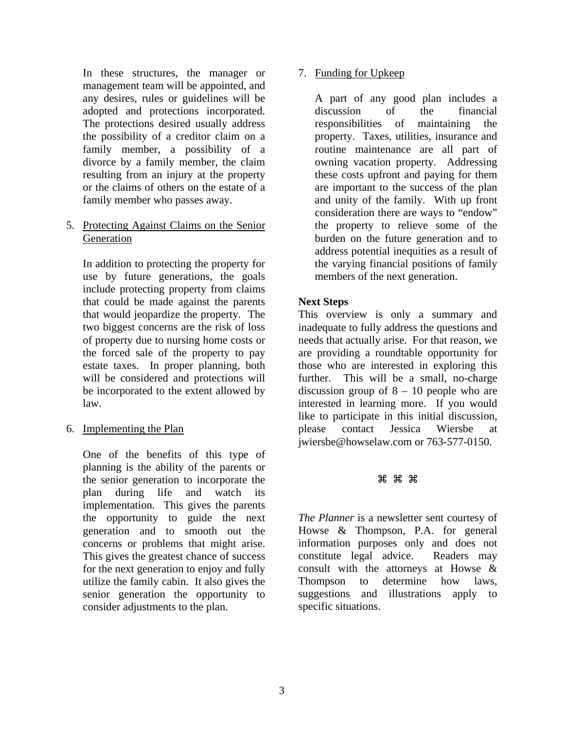In these structures, the manager or management team will be appointed, and any desires, rules or guidelines will be adopted and protections incorporated. The protections desired usually address the possibility of a creditor claim on a family member, a possibility of a divorce by a family member, the claim resulting from an injury at the property or the claims of others on the estate of a family member who passes away.

5. Protecting Against Claims on the Senior Generation

   In addition to protecting the property for use by future generations, the goals include protecting property from claims that could be made against the parents that would jeopardize the property. The two biggest concerns are the risk of loss of property due to nursing home costs or the forced sale of the property to pay estate taxes. In proper planning, both will be considered and protections will be incorporated to the extent allowed by law.

6. Implementing the Plan

   One of the benefits of this type of planning is the ability of the parents or the senior generation to incorporate the plan during life and watch its implementation. This gives the parents the opportunity to guide the next generation and to smooth out the concerns or problems that might arise. This gives the greatest chance of success for the next generation to enjoy and fully utilize the family cabin. It also gives the senior generation the opportunity to consider adjustments to the plan.

7. Funding for Upkeep

   A part of any good plan includes a discussion of the financial responsibilities of maintaining the property. Taxes, utilities, insurance and routine maintenance are all part of owning vacation property. Addressing these costs upfront and paying for them are important to the success of the plan and unity of the family. With up front consideration there are ways to "endow" the property to relieve some of the burden on the future generation and to address potential inequities as a result of the varying financial positions of family members of the next generation.

**Next Steps**

This overview is only a summary and inadequate to fully address the questions and needs that actually arise. For that reason, we are providing a roundtable opportunity for those who are interested in exploring this further. This will be a small, no-charge discussion group of 8 – 10 people who are interested in learning more. If you would like to participate in this initial discussion, please contact Jessica Wiersbe at jwiersbe@howselaw.com or 763-577-0150.

⌘ ⌘ ⌘

*The Planner* is a newsletter sent courtesy of Howse & Thompson, P.A. for general information purposes only and does not constitute legal advice. Readers may consult with the attorneys at Howse & Thompson to determine how laws, suggestions and illustrations apply to specific situations.